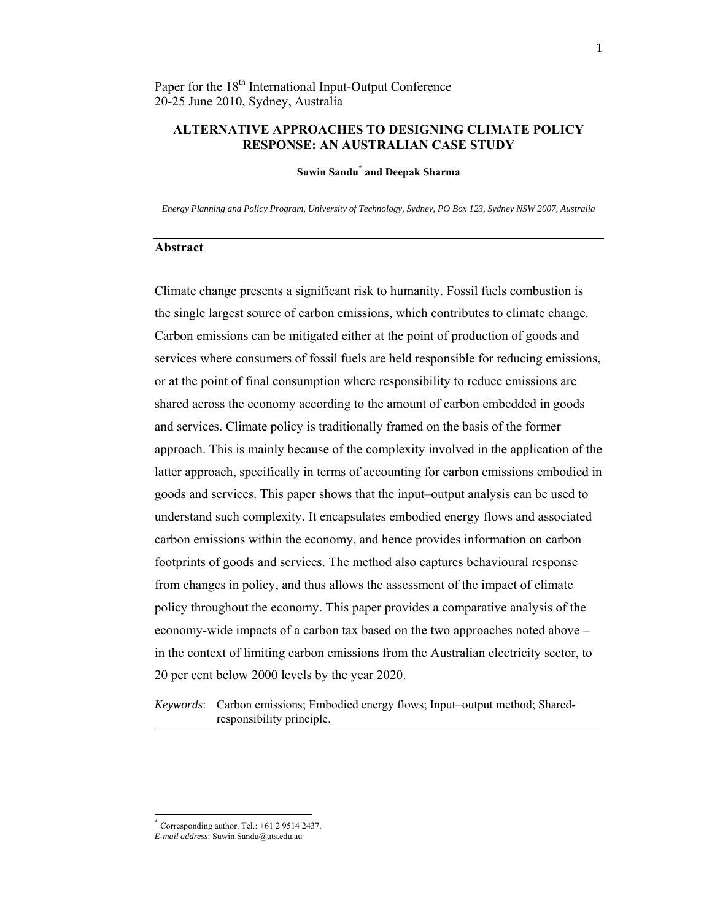Paper for the 18th International Input-Output Conference
20-25 June 2010, Sydney, Australia

# ALTERNATIVE APPROACHES TO DESIGNING CLIMATE POLICY RESPONSE: AN AUSTRALIAN CASE STUDY

**Suwin Sandu[*] and Deepak Sharma**

*Energy Planning and Policy Program, University of Technology, Sydney, PO Box 123, Sydney NSW 2007, Australia*

## Abstract

Climate change presents a significant risk to humanity. Fossil fuels combustion is the single largest source of carbon emissions, which contributes to climate change. Carbon emissions can be mitigated either at the point of production of goods and services where consumers of fossil fuels are held responsible for reducing emissions, or at the point of final consumption where responsibility to reduce emissions are shared across the economy according to the amount of carbon embedded in goods and services. Climate policy is traditionally framed on the basis of the former approach. This is mainly because of the complexity involved in the application of the latter approach, specifically in terms of accounting for carbon emissions embodied in goods and services. This paper shows that the input–output analysis can be used to understand such complexity. It encapsulates embodied energy flows and associated carbon emissions within the economy, and hence provides information on carbon footprints of goods and services. The method also captures behavioural response from changes in policy, and thus allows the assessment of the impact of climate policy throughout the economy. This paper provides a comparative analysis of the economy-wide impacts of a carbon tax based on the two approaches noted above – in the context of limiting carbon emissions from the Australian electricity sector, to 20 per cent below 2000 levels by the year 2020.

*Keywords*: Carbon emissions; Embodied energy flows; Input–output method; Shared-responsibility principle.

[*] Corresponding author. Tel.: +61 2 9514 2437.
*E-mail address*: Suwin.Sandu@uts.edu.au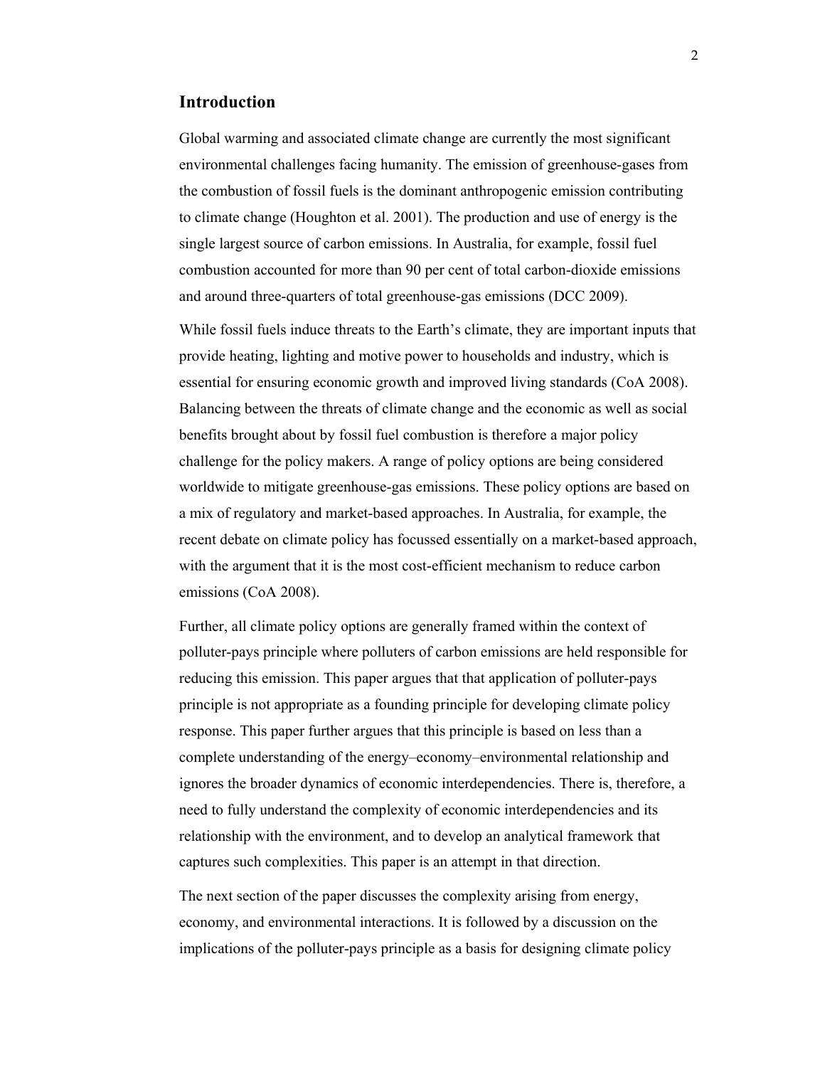## Introduction

Global warming and associated climate change are currently the most significant environmental challenges facing humanity. The emission of greenhouse-gases from the combustion of fossil fuels is the dominant anthropogenic emission contributing to climate change (Houghton et al. 2001). The production and use of energy is the single largest source of carbon emissions. In Australia, for example, fossil fuel combustion accounted for more than 90 per cent of total carbon-dioxide emissions and around three-quarters of total greenhouse-gas emissions (DCC 2009).

While fossil fuels induce threats to the Earth's climate, they are important inputs that provide heating, lighting and motive power to households and industry, which is essential for ensuring economic growth and improved living standards (CoA 2008). Balancing between the threats of climate change and the economic as well as social benefits brought about by fossil fuel combustion is therefore a major policy challenge for the policy makers. A range of policy options are being considered worldwide to mitigate greenhouse-gas emissions. These policy options are based on a mix of regulatory and market-based approaches. In Australia, for example, the recent debate on climate policy has focussed essentially on a market-based approach, with the argument that it is the most cost-efficient mechanism to reduce carbon emissions (CoA 2008).

Further, all climate policy options are generally framed within the context of polluter-pays principle where polluters of carbon emissions are held responsible for reducing this emission. This paper argues that that application of polluter-pays principle is not appropriate as a founding principle for developing climate policy response. This paper further argues that this principle is based on less than a complete understanding of the energy–economy–environmental relationship and ignores the broader dynamics of economic interdependencies. There is, therefore, a need to fully understand the complexity of economic interdependencies and its relationship with the environment, and to develop an analytical framework that captures such complexities. This paper is an attempt in that direction.

The next section of the paper discusses the complexity arising from energy, economy, and environmental interactions. It is followed by a discussion on the implications of the polluter-pays principle as a basis for designing climate policy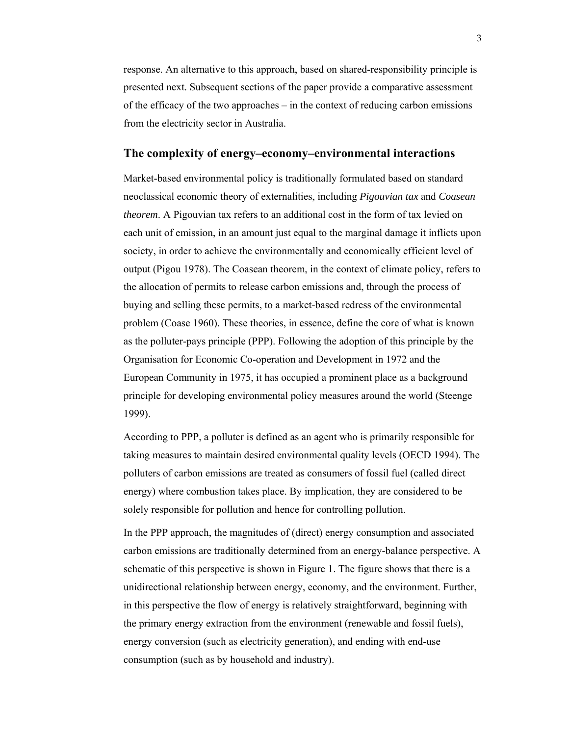response. An alternative to this approach, based on shared-responsibility principle is presented next. Subsequent sections of the paper provide a comparative assessment of the efficacy of the two approaches – in the context of reducing carbon emissions from the electricity sector in Australia.

## The complexity of energy–economy–environmental interactions

Market-based environmental policy is traditionally formulated based on standard neoclassical economic theory of externalities, including *Pigouvian tax* and *Coasean theorem*. A Pigouvian tax refers to an additional cost in the form of tax levied on each unit of emission, in an amount just equal to the marginal damage it inflicts upon society, in order to achieve the environmentally and economically efficient level of output (Pigou 1978). The Coasean theorem, in the context of climate policy, refers to the allocation of permits to release carbon emissions and, through the process of buying and selling these permits, to a market-based redress of the environmental problem (Coase 1960). These theories, in essence, define the core of what is known as the polluter-pays principle (PPP). Following the adoption of this principle by the Organisation for Economic Co-operation and Development in 1972 and the European Community in 1975, it has occupied a prominent place as a background principle for developing environmental policy measures around the world (Steenge 1999).

According to PPP, a polluter is defined as an agent who is primarily responsible for taking measures to maintain desired environmental quality levels (OECD 1994). The polluters of carbon emissions are treated as consumers of fossil fuel (called direct energy) where combustion takes place. By implication, they are considered to be solely responsible for pollution and hence for controlling pollution.

In the PPP approach, the magnitudes of (direct) energy consumption and associated carbon emissions are traditionally determined from an energy-balance perspective. A schematic of this perspective is shown in Figure 1. The figure shows that there is a unidirectional relationship between energy, economy, and the environment. Further, in this perspective the flow of energy is relatively straightforward, beginning with the primary energy extraction from the environment (renewable and fossil fuels), energy conversion (such as electricity generation), and ending with end-use consumption (such as by household and industry).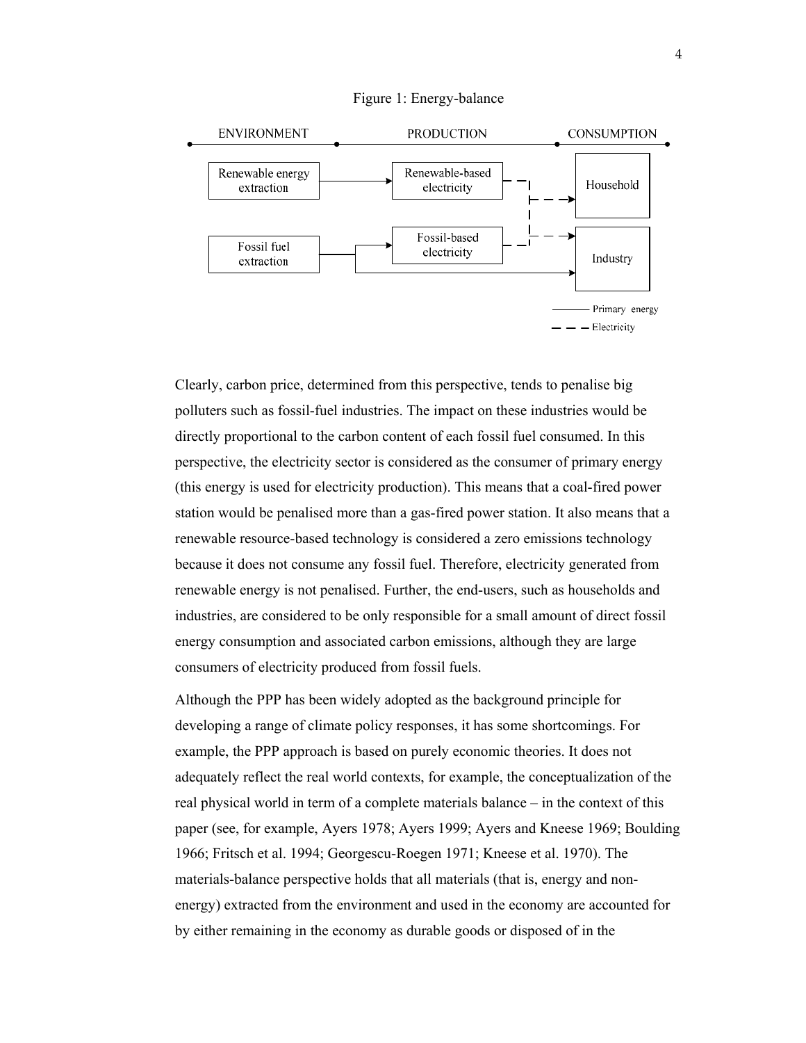Figure 1: Energy-balance

Clearly, carbon price, determined from this perspective, tends to penalise big polluters such as fossil-fuel industries. The impact on these industries would be directly proportional to the carbon content of each fossil fuel consumed. In this perspective, the electricity sector is considered as the consumer of primary energy (this energy is used for electricity production). This means that a coal-fired power station would be penalised more than a gas-fired power station. It also means that a renewable resource-based technology is considered a zero emissions technology because it does not consume any fossil fuel. Therefore, electricity generated from renewable energy is not penalised. Further, the end-users, such as households and industries, are considered to be only responsible for a small amount of direct fossil energy consumption and associated carbon emissions, although they are large consumers of electricity produced from fossil fuels.

Although the PPP has been widely adopted as the background principle for developing a range of climate policy responses, it has some shortcomings. For example, the PPP approach is based on purely economic theories. It does not adequately reflect the real world contexts, for example, the conceptualization of the real physical world in term of a complete materials balance – in the context of this paper (see, for example, Ayers 1978; Ayers 1999; Ayers and Kneese 1969; Boulding 1966; Fritsch et al. 1994; Georgescu-Roegen 1971; Kneese et al. 1970). The materials-balance perspective holds that all materials (that is, energy and non-energy) extracted from the environment and used in the economy are accounted for by either remaining in the economy as durable goods or disposed of in the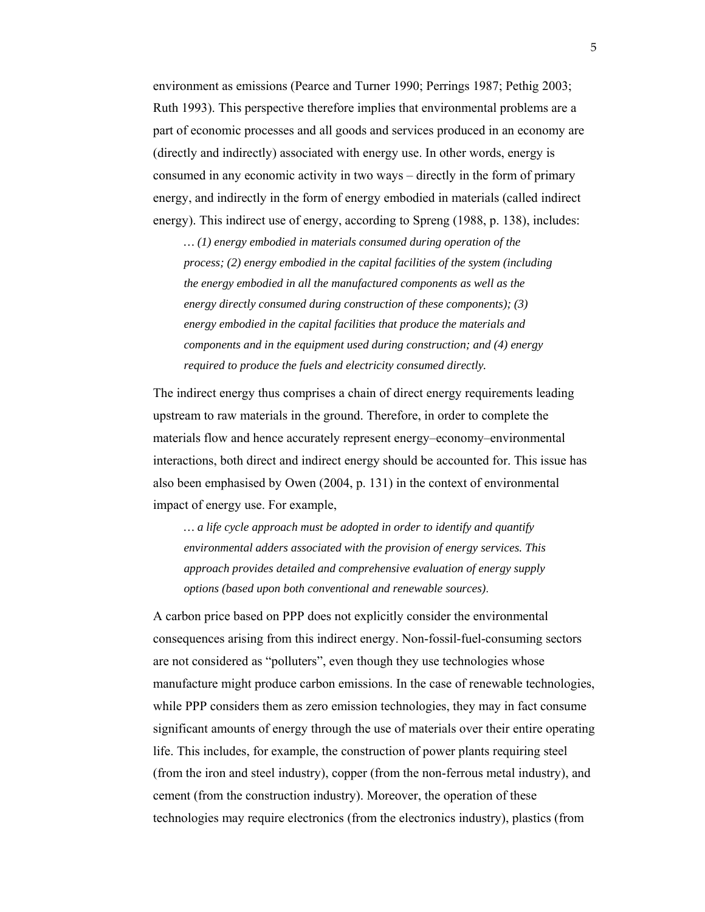environment as emissions (Pearce and Turner 1990; Perrings 1987; Pethig 2003; Ruth 1993). This perspective therefore implies that environmental problems are a part of economic processes and all goods and services produced in an economy are (directly and indirectly) associated with energy use. In other words, energy is consumed in any economic activity in two ways – directly in the form of primary energy, and indirectly in the form of energy embodied in materials (called indirect energy). This indirect use of energy, according to Spreng (1988, p. 138), includes:

> *… (1) energy embodied in materials consumed during operation of the process; (2) energy embodied in the capital facilities of the system (including the energy embodied in all the manufactured components as well as the energy directly consumed during construction of these components); (3) energy embodied in the capital facilities that produce the materials and components and in the equipment used during construction; and (4) energy required to produce the fuels and electricity consumed directly.*

The indirect energy thus comprises a chain of direct energy requirements leading upstream to raw materials in the ground. Therefore, in order to complete the materials flow and hence accurately represent energy–economy–environmental interactions, both direct and indirect energy should be accounted for. This issue has also been emphasised by Owen (2004, p. 131) in the context of environmental impact of energy use. For example,

> *… a life cycle approach must be adopted in order to identify and quantify environmental adders associated with the provision of energy services. This approach provides detailed and comprehensive evaluation of energy supply options (based upon both conventional and renewable sources).*

A carbon price based on PPP does not explicitly consider the environmental consequences arising from this indirect energy. Non-fossil-fuel-consuming sectors are not considered as "polluters", even though they use technologies whose manufacture might produce carbon emissions. In the case of renewable technologies, while PPP considers them as zero emission technologies, they may in fact consume significant amounts of energy through the use of materials over their entire operating life. This includes, for example, the construction of power plants requiring steel (from the iron and steel industry), copper (from the non-ferrous metal industry), and cement (from the construction industry). Moreover, the operation of these technologies may require electronics (from the electronics industry), plastics (from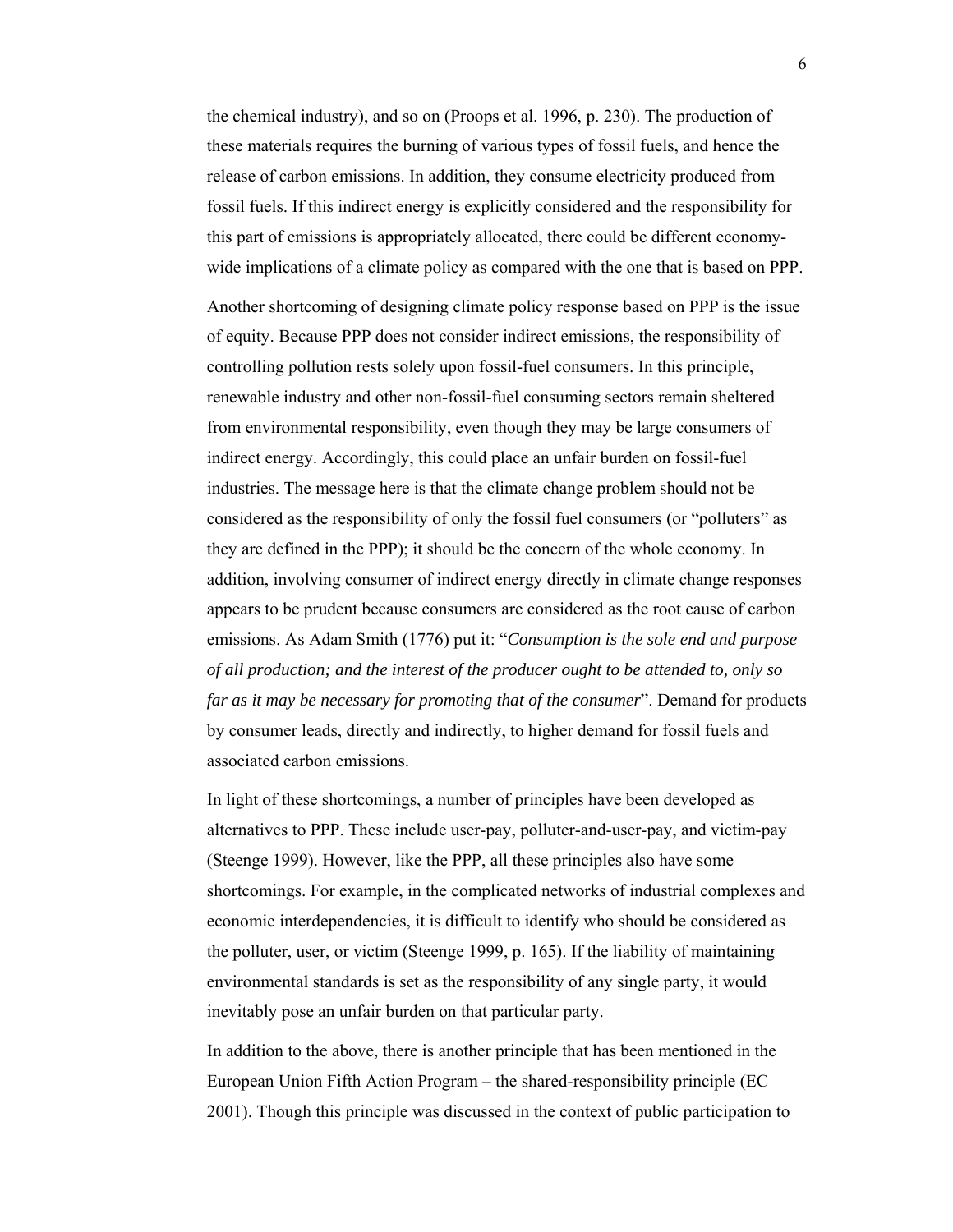the chemical industry), and so on (Proops et al. 1996, p. 230). The production of these materials requires the burning of various types of fossil fuels, and hence the release of carbon emissions. In addition, they consume electricity produced from fossil fuels. If this indirect energy is explicitly considered and the responsibility for this part of emissions is appropriately allocated, there could be different economy-wide implications of a climate policy as compared with the one that is based on PPP.

Another shortcoming of designing climate policy response based on PPP is the issue of equity. Because PPP does not consider indirect emissions, the responsibility of controlling pollution rests solely upon fossil-fuel consumers. In this principle, renewable industry and other non-fossil-fuel consuming sectors remain sheltered from environmental responsibility, even though they may be large consumers of indirect energy. Accordingly, this could place an unfair burden on fossil-fuel industries. The message here is that the climate change problem should not be considered as the responsibility of only the fossil fuel consumers (or "polluters" as they are defined in the PPP); it should be the concern of the whole economy. In addition, involving consumer of indirect energy directly in climate change responses appears to be prudent because consumers are considered as the root cause of carbon emissions. As Adam Smith (1776) put it: "*Consumption is the sole end and purpose of all production; and the interest of the producer ought to be attended to, only so far as it may be necessary for promoting that of the consumer*". Demand for products by consumer leads, directly and indirectly, to higher demand for fossil fuels and associated carbon emissions.

In light of these shortcomings, a number of principles have been developed as alternatives to PPP. These include user-pay, polluter-and-user-pay, and victim-pay (Steenge 1999). However, like the PPP, all these principles also have some shortcomings. For example, in the complicated networks of industrial complexes and economic interdependencies, it is difficult to identify who should be considered as the polluter, user, or victim (Steenge 1999, p. 165). If the liability of maintaining environmental standards is set as the responsibility of any single party, it would inevitably pose an unfair burden on that particular party.

In addition to the above, there is another principle that has been mentioned in the European Union Fifth Action Program – the shared-responsibility principle (EC 2001). Though this principle was discussed in the context of public participation to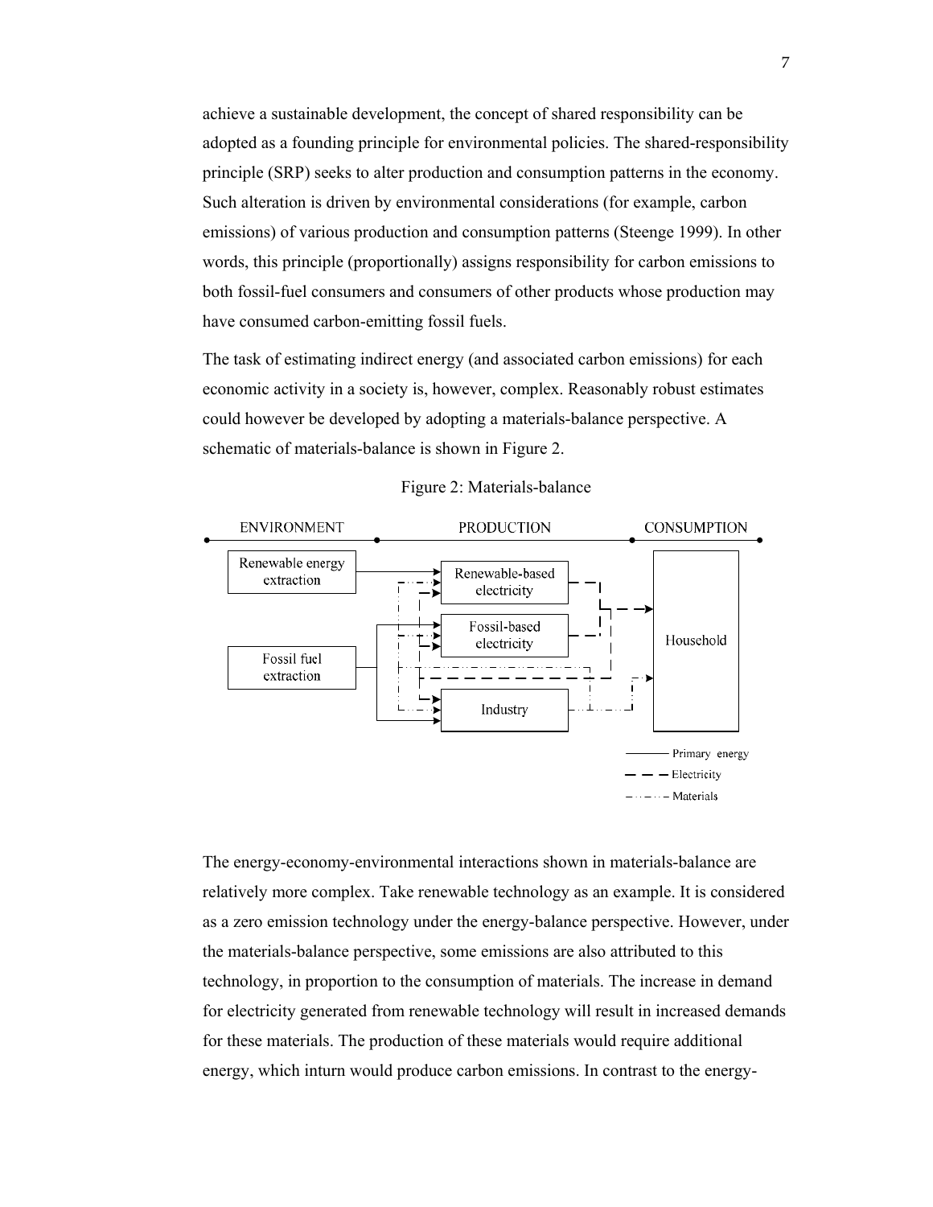achieve a sustainable development, the concept of shared responsibility can be adopted as a founding principle for environmental policies. The shared-responsibility principle (SRP) seeks to alter production and consumption patterns in the economy. Such alteration is driven by environmental considerations (for example, carbon emissions) of various production and consumption patterns (Steenge 1999). In other words, this principle (proportionally) assigns responsibility for carbon emissions to both fossil-fuel consumers and consumers of other products whose production may have consumed carbon-emitting fossil fuels.

The task of estimating indirect energy (and associated carbon emissions) for each economic activity in a society is, however, complex. Reasonably robust estimates could however be developed by adopting a materials-balance perspective. A schematic of materials-balance is shown in Figure 2.

Figure 2: Materials-balance

The energy-economy-environmental interactions shown in materials-balance are relatively more complex. Take renewable technology as an example. It is considered as a zero emission technology under the energy-balance perspective. However, under the materials-balance perspective, some emissions are also attributed to this technology, in proportion to the consumption of materials. The increase in demand for electricity generated from renewable technology will result in increased demands for these materials. The production of these materials would require additional energy, which inturn would produce carbon emissions. In contrast to the energy-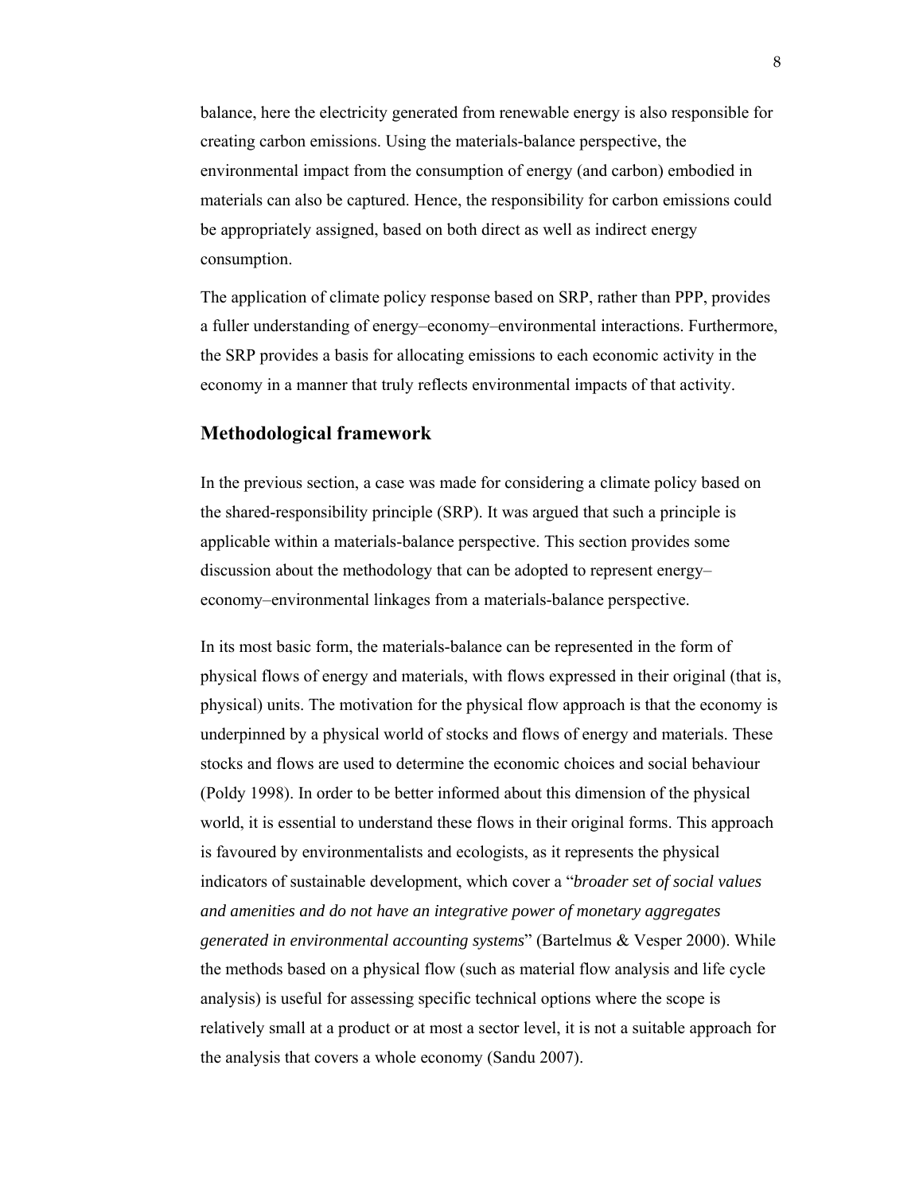balance, here the electricity generated from renewable energy is also responsible for creating carbon emissions. Using the materials-balance perspective, the environmental impact from the consumption of energy (and carbon) embodied in materials can also be captured. Hence, the responsibility for carbon emissions could be appropriately assigned, based on both direct as well as indirect energy consumption.

The application of climate policy response based on SRP, rather than PPP, provides a fuller understanding of energy–economy–environmental interactions. Furthermore, the SRP provides a basis for allocating emissions to each economic activity in the economy in a manner that truly reflects environmental impacts of that activity.

## Methodological framework

In the previous section, a case was made for considering a climate policy based on the shared-responsibility principle (SRP). It was argued that such a principle is applicable within a materials-balance perspective. This section provides some discussion about the methodology that can be adopted to represent energy–economy–environmental linkages from a materials-balance perspective.

In its most basic form, the materials-balance can be represented in the form of physical flows of energy and materials, with flows expressed in their original (that is, physical) units. The motivation for the physical flow approach is that the economy is underpinned by a physical world of stocks and flows of energy and materials. These stocks and flows are used to determine the economic choices and social behaviour (Poldy 1998). In order to be better informed about this dimension of the physical world, it is essential to understand these flows in their original forms. This approach is favoured by environmentalists and ecologists, as it represents the physical indicators of sustainable development, which cover a "*broader set of social values and amenities and do not have an integrative power of monetary aggregates generated in environmental accounting systems*" (Bartelmus & Vesper 2000). While the methods based on a physical flow (such as material flow analysis and life cycle analysis) is useful for assessing specific technical options where the scope is relatively small at a product or at most a sector level, it is not a suitable approach for the analysis that covers a whole economy (Sandu 2007).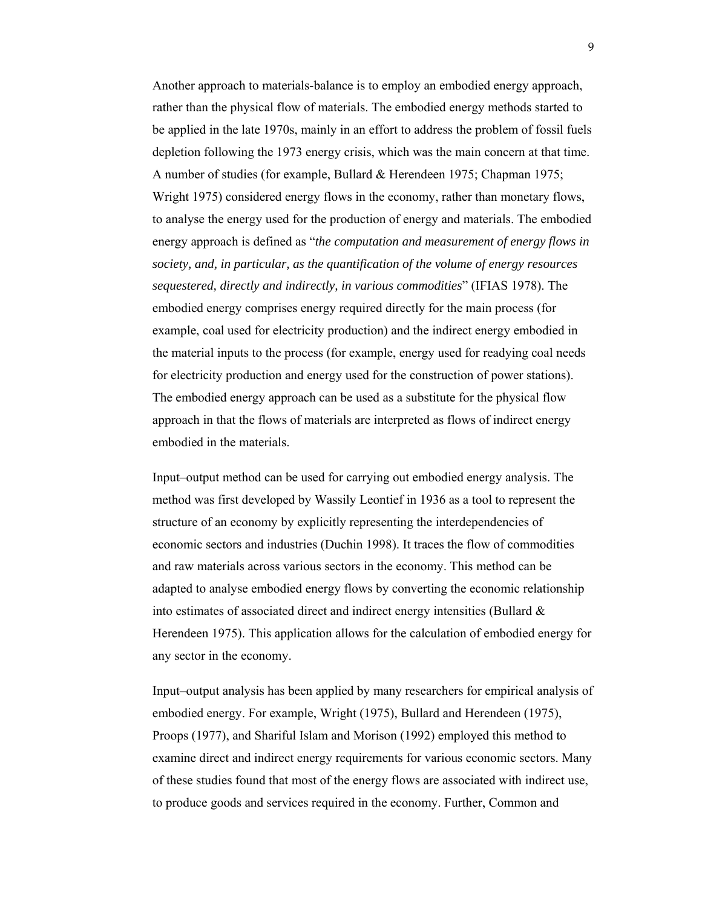Another approach to materials-balance is to employ an embodied energy approach, rather than the physical flow of materials. The embodied energy methods started to be applied in the late 1970s, mainly in an effort to address the problem of fossil fuels depletion following the 1973 energy crisis, which was the main concern at that time. A number of studies (for example, Bullard & Herendeen 1975; Chapman 1975; Wright 1975) considered energy flows in the economy, rather than monetary flows, to analyse the energy used for the production of energy and materials. The embodied energy approach is defined as "*the computation and measurement of energy flows in society, and, in particular, as the quantification of the volume of energy resources sequestered, directly and indirectly, in various commodities*" (IFIAS 1978). The embodied energy comprises energy required directly for the main process (for example, coal used for electricity production) and the indirect energy embodied in the material inputs to the process (for example, energy used for readying coal needs for electricity production and energy used for the construction of power stations). The embodied energy approach can be used as a substitute for the physical flow approach in that the flows of materials are interpreted as flows of indirect energy embodied in the materials.

Input–output method can be used for carrying out embodied energy analysis. The method was first developed by Wassily Leontief in 1936 as a tool to represent the structure of an economy by explicitly representing the interdependencies of economic sectors and industries (Duchin 1998). It traces the flow of commodities and raw materials across various sectors in the economy. This method can be adapted to analyse embodied energy flows by converting the economic relationship into estimates of associated direct and indirect energy intensities (Bullard & Herendeen 1975). This application allows for the calculation of embodied energy for any sector in the economy.

Input–output analysis has been applied by many researchers for empirical analysis of embodied energy. For example, Wright (1975), Bullard and Herendeen (1975), Proops (1977), and Shariful Islam and Morison (1992) employed this method to examine direct and indirect energy requirements for various economic sectors. Many of these studies found that most of the energy flows are associated with indirect use, to produce goods and services required in the economy. Further, Common and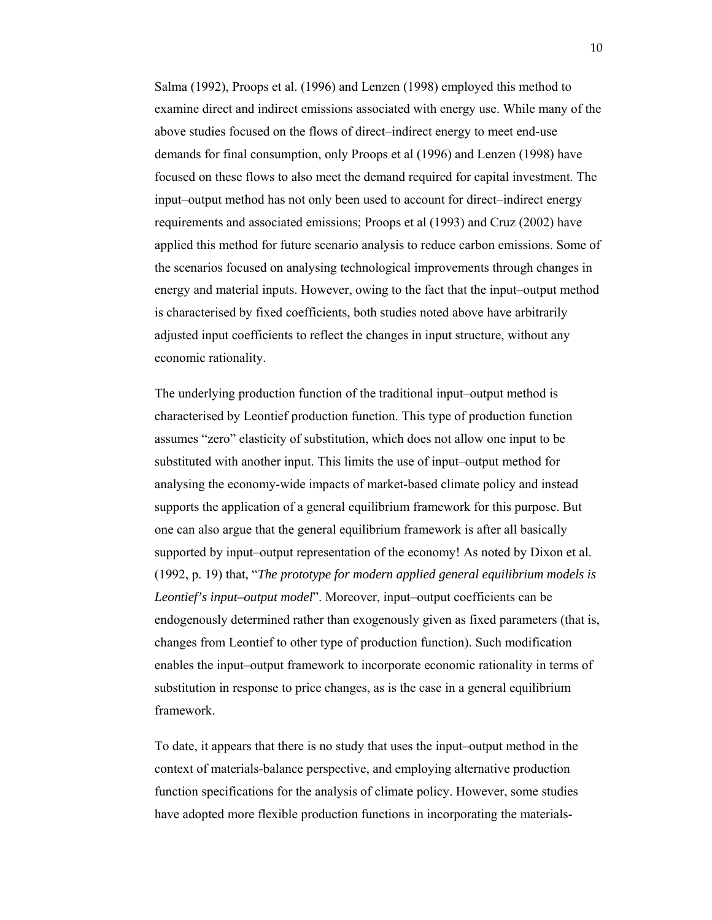Salma (1992), Proops et al. (1996) and Lenzen (1998) employed this method to examine direct and indirect emissions associated with energy use. While many of the above studies focused on the flows of direct–indirect energy to meet end-use demands for final consumption, only Proops et al (1996) and Lenzen (1998) have focused on these flows to also meet the demand required for capital investment. The input–output method has not only been used to account for direct–indirect energy requirements and associated emissions; Proops et al (1993) and Cruz (2002) have applied this method for future scenario analysis to reduce carbon emissions. Some of the scenarios focused on analysing technological improvements through changes in energy and material inputs. However, owing to the fact that the input–output method is characterised by fixed coefficients, both studies noted above have arbitrarily adjusted input coefficients to reflect the changes in input structure, without any economic rationality.

The underlying production function of the traditional input–output method is characterised by Leontief production function. This type of production function assumes "zero" elasticity of substitution, which does not allow one input to be substituted with another input. This limits the use of input–output method for analysing the economy-wide impacts of market-based climate policy and instead supports the application of a general equilibrium framework for this purpose. But one can also argue that the general equilibrium framework is after all basically supported by input–output representation of the economy! As noted by Dixon et al. (1992, p. 19) that, "*The prototype for modern applied general equilibrium models is Leontief's input–output model*". Moreover, input–output coefficients can be endogenously determined rather than exogenously given as fixed parameters (that is, changes from Leontief to other type of production function). Such modification enables the input–output framework to incorporate economic rationality in terms of substitution in response to price changes, as is the case in a general equilibrium framework.

To date, it appears that there is no study that uses the input–output method in the context of materials-balance perspective, and employing alternative production function specifications for the analysis of climate policy. However, some studies have adopted more flexible production functions in incorporating the materials-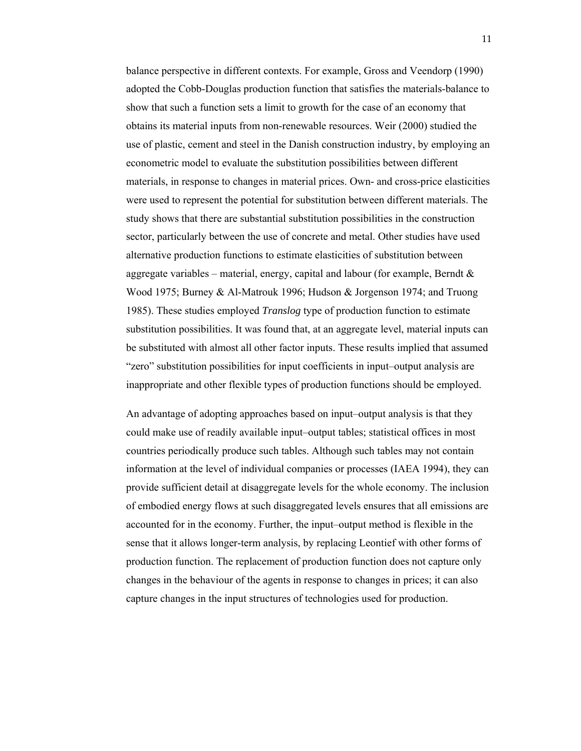balance perspective in different contexts. For example, Gross and Veendorp (1990) adopted the Cobb-Douglas production function that satisfies the materials-balance to show that such a function sets a limit to growth for the case of an economy that obtains its material inputs from non-renewable resources. Weir (2000) studied the use of plastic, cement and steel in the Danish construction industry, by employing an econometric model to evaluate the substitution possibilities between different materials, in response to changes in material prices. Own- and cross-price elasticities were used to represent the potential for substitution between different materials. The study shows that there are substantial substitution possibilities in the construction sector, particularly between the use of concrete and metal. Other studies have used alternative production functions to estimate elasticities of substitution between aggregate variables – material, energy, capital and labour (for example, Berndt & Wood 1975; Burney & Al-Matrouk 1996; Hudson & Jorgenson 1974; and Truong 1985). These studies employed *Translog* type of production function to estimate substitution possibilities. It was found that, at an aggregate level, material inputs can be substituted with almost all other factor inputs. These results implied that assumed "zero" substitution possibilities for input coefficients in input–output analysis are inappropriate and other flexible types of production functions should be employed.

An advantage of adopting approaches based on input–output analysis is that they could make use of readily available input–output tables; statistical offices in most countries periodically produce such tables. Although such tables may not contain information at the level of individual companies or processes (IAEA 1994), they can provide sufficient detail at disaggregate levels for the whole economy. The inclusion of embodied energy flows at such disaggregated levels ensures that all emissions are accounted for in the economy. Further, the input–output method is flexible in the sense that it allows longer-term analysis, by replacing Leontief with other forms of production function. The replacement of production function does not capture only changes in the behaviour of the agents in response to changes in prices; it can also capture changes in the input structures of technologies used for production.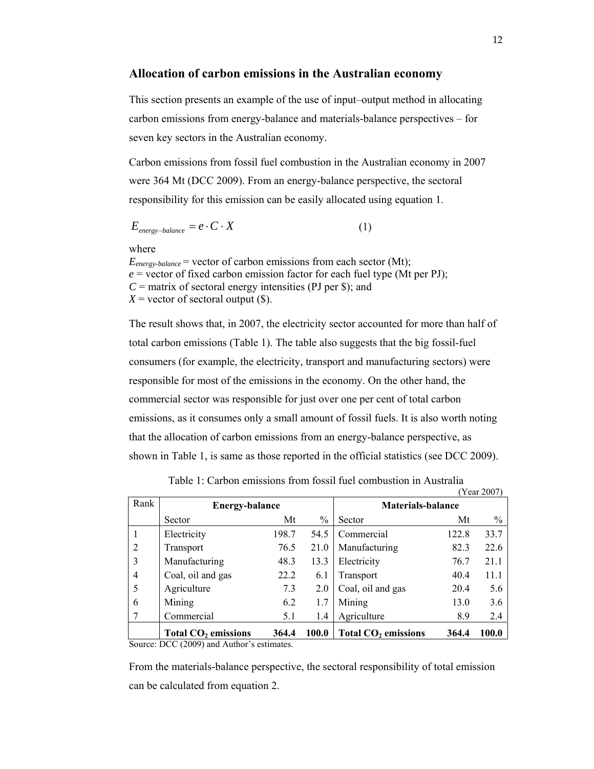## Allocation of carbon emissions in the Australian economy

This section presents an example of the use of input–output method in allocating carbon emissions from energy-balance and materials-balance perspectives – for seven key sectors in the Australian economy.

Carbon emissions from fossil fuel combustion in the Australian economy in 2007 were 364 Mt (DCC 2009). From an energy-balance perspective, the sectoral responsibility for this emission can be easily allocated using equation 1.

$$E_{energy-balance} = e \cdot C \cdot X \qquad (1)$$

where
$E_{energy-balance}$ = vector of carbon emissions from each sector (Mt);
$e$ = vector of fixed carbon emission factor for each fuel type (Mt per PJ);
$C$ = matrix of sectoral energy intensities (PJ per \$); and
$X$ = vector of sectoral output (\$).

The result shows that, in 2007, the electricity sector accounted for more than half of total carbon emissions (Table 1). The table also suggests that the big fossil-fuel consumers (for example, the electricity, transport and manufacturing sectors) were responsible for most of the emissions in the economy. On the other hand, the commercial sector was responsible for just over one per cent of total carbon emissions, as it consumes only a small amount of fossil fuels. It is also worth noting that the allocation of carbon emissions from an energy-balance perspective, as shown in Table 1, is same as those reported in the official statistics (see DCC 2009).

Table 1: Carbon emissions from fossil fuel combustion in Australia

(Year 2007)

| Rank | **Energy-balance** | | | **Materials-balance** | | |
|---|---|---|---|---|---|---|
| | Sector | Mt | % | Sector | Mt | % |
| 1 | Electricity | 198.7 | 54.5 | Commercial | 122.8 | 33.7 |
| 2 | Transport | 76.5 | 21.0 | Manufacturing | 82.3 | 22.6 |
| 3 | Manufacturing | 48.3 | 13.3 | Electricity | 76.7 | 21.1 |
| 4 | Coal, oil and gas | 22.2 | 6.1 | Transport | 40.4 | 11.1 |
| 5 | Agriculture | 7.3 | 2.0 | Coal, oil and gas | 20.4 | 5.6 |
| 6 | Mining | 6.2 | 1.7 | Mining | 13.0 | 3.6 |
| 7 | Commercial | 5.1 | 1.4 | Agriculture | 8.9 | 2.4 |
| | **Total $CO_2$ emissions** | **364.4** | **100.0** | **Total $CO_2$ emissions** | **364.4** | **100.0** |

Source: DCC (2009) and Author's estimates.

From the materials-balance perspective, the sectoral responsibility of total emission can be calculated from equation 2.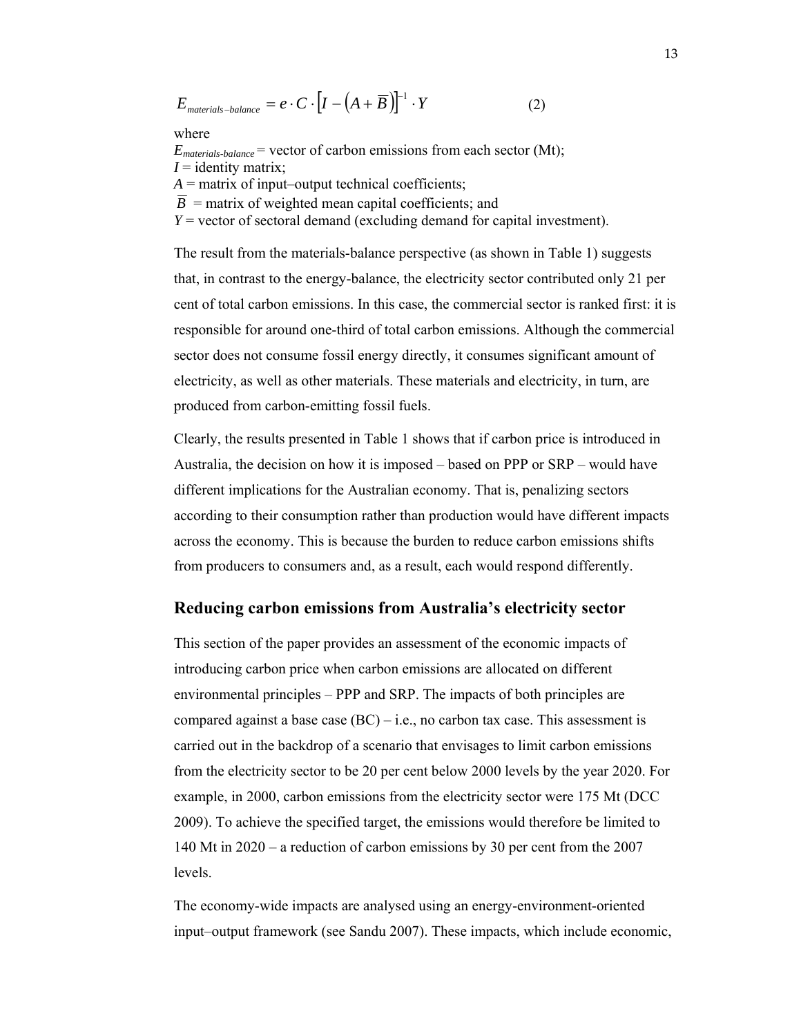$$E_{materials-balance} = e \cdot C \cdot \left[I - \left(A + \overline{B}\right)\right]^{-1} \cdot Y \qquad (2)$$

where

$E_{materials-balance}$ = vector of carbon emissions from each sector (Mt);
$I$ = identity matrix;
$A$ = matrix of input–output technical coefficients;
$\overline{B}$ = matrix of weighted mean capital coefficients; and
$Y$ = vector of sectoral demand (excluding demand for capital investment).

The result from the materials-balance perspective (as shown in Table 1) suggests that, in contrast to the energy-balance, the electricity sector contributed only 21 per cent of total carbon emissions. In this case, the commercial sector is ranked first: it is responsible for around one-third of total carbon emissions. Although the commercial sector does not consume fossil energy directly, it consumes significant amount of electricity, as well as other materials. These materials and electricity, in turn, are produced from carbon-emitting fossil fuels.

Clearly, the results presented in Table 1 shows that if carbon price is introduced in Australia, the decision on how it is imposed – based on PPP or SRP – would have different implications for the Australian economy. That is, penalizing sectors according to their consumption rather than production would have different impacts across the economy. This is because the burden to reduce carbon emissions shifts from producers to consumers and, as a result, each would respond differently.

## Reducing carbon emissions from Australia's electricity sector

This section of the paper provides an assessment of the economic impacts of introducing carbon price when carbon emissions are allocated on different environmental principles – PPP and SRP. The impacts of both principles are compared against a base case (BC) – i.e., no carbon tax case. This assessment is carried out in the backdrop of a scenario that envisages to limit carbon emissions from the electricity sector to be 20 per cent below 2000 levels by the year 2020. For example, in 2000, carbon emissions from the electricity sector were 175 Mt (DCC 2009). To achieve the specified target, the emissions would therefore be limited to 140 Mt in 2020 – a reduction of carbon emissions by 30 per cent from the 2007 levels.

The economy-wide impacts are analysed using an energy-environment-oriented input–output framework (see Sandu 2007). These impacts, which include economic,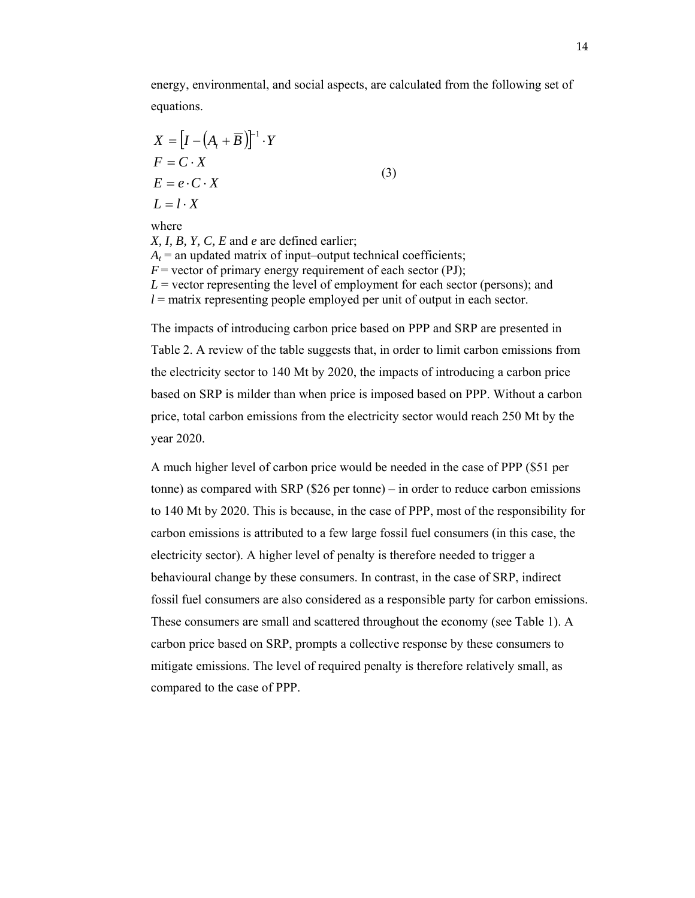energy, environmental, and social aspects, are calculated from the following set of equations.

$$
\begin{aligned}
X &= \left[I - \left(A_t + \overline{B}\right)\right]^{-1} \cdot Y \\
F &= C \cdot X \\
E &= e \cdot C \cdot X \\
L &= l \cdot X
\end{aligned}
\qquad (3)
$$

where
$X$, $I$, $B$, $Y$, $C$, $E$ and $e$ are defined earlier;
$A_t$ = an updated matrix of input–output technical coefficients;
$F$ = vector of primary energy requirement of each sector (PJ);
$L$ = vector representing the level of employment for each sector (persons); and
$l$ = matrix representing people employed per unit of output in each sector.

The impacts of introducing carbon price based on PPP and SRP are presented in Table 2. A review of the table suggests that, in order to limit carbon emissions from the electricity sector to 140 Mt by 2020, the impacts of introducing a carbon price based on SRP is milder than when price is imposed based on PPP. Without a carbon price, total carbon emissions from the electricity sector would reach 250 Mt by the year 2020.

A much higher level of carbon price would be needed in the case of PPP ($51 per tonne) as compared with SRP ($26 per tonne) – in order to reduce carbon emissions to 140 Mt by 2020. This is because, in the case of PPP, most of the responsibility for carbon emissions is attributed to a few large fossil fuel consumers (in this case, the electricity sector). A higher level of penalty is therefore needed to trigger a behavioural change by these consumers. In contrast, in the case of SRP, indirect fossil fuel consumers are also considered as a responsible party for carbon emissions. These consumers are small and scattered throughout the economy (see Table 1). A carbon price based on SRP, prompts a collective response by these consumers to mitigate emissions. The level of required penalty is therefore relatively small, as compared to the case of PPP.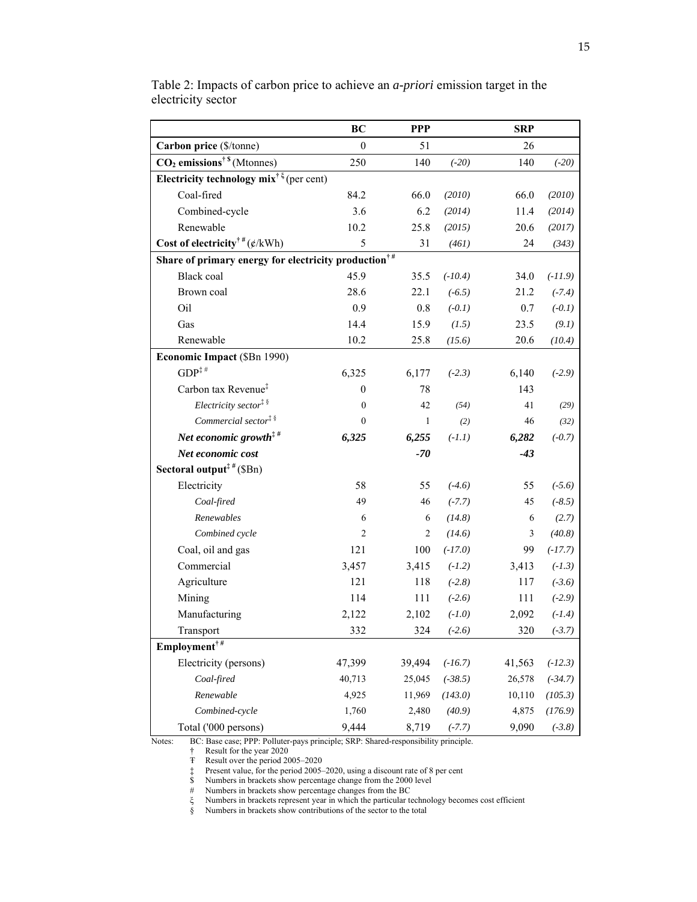Table 2: Impacts of carbon price to achieve an *a-priori* emission target in the electricity sector

| | BC | PPP | | SRP | |
|---|---|---|---|---|---|
| **Carbon price** (\$/tonne) | 0 | 51 | | 26 | |
| **$CO_2$ emissions**[†$] (Mtonnes) | 250 | 140 | *(-20)* | 140 | *(-20)* |
| **Electricity technology mix**[†ξ] (per cent) | | | | | |
| Coal-fired | 84.2 | 66.0 | *(2010)* | 66.0 | *(2010)* |
| Combined-cycle | 3.6 | 6.2 | *(2014)* | 11.4 | *(2014)* |
| Renewable | 10.2 | 25.8 | *(2015)* | 20.6 | *(2017)* |
| **Cost of electricity**[†#] (¢/kWh) | 5 | 31 | *(461)* | 24 | *(343)* |
| **Share of primary energy for electricity production**[†#] | | | | | |
| Black coal | 45.9 | 35.5 | *(-10.4)* | 34.0 | *(-11.9)* |
| Brown coal | 28.6 | 22.1 | *(-6.5)* | 21.2 | *(-7.4)* |
| Oil | 0.9 | 0.8 | *(-0.1)* | 0.7 | *(-0.1)* |
| Gas | 14.4 | 15.9 | *(1.5)* | 23.5 | *(9.1)* |
| Renewable | 10.2 | 25.8 | *(15.6)* | 20.6 | *(10.4)* |
| **Economic Impact** (\$Bn 1990) | | | | | |
| GDP[‡#] | 6,325 | 6,177 | *(-2.3)* | 6,140 | *(-2.9)* |
| Carbon tax Revenue[‡] | 0 | 78 | | 143 | |
| *Electricity sector*[‡§] | 0 | 42 | *(54)* | 41 | *(29)* |
| *Commercial sector*[‡§] | 0 | 1 | *(2)* | 46 | *(32)* |
| ***Net economic growth***[‡#] | ***6,325*** | ***6,255*** | *(-1.1)* | ***6,282*** | *(-0.7)* |
| ***Net economic cost*** | | ***-70*** | | ***-43*** | |
| **Sectoral output**[‡#] (\$Bn) | | | | | |
| Electricity | 58 | 55 | *(-4.6)* | 55 | *(-5.6)* |
| *Coal-fired* | 49 | 46 | *(-7.7)* | 45 | *(-8.5)* |
| *Renewables* | 6 | 6 | *(14.8)* | 6 | *(2.7)* |
| *Combined cycle* | 2 | 2 | *(14.6)* | 3 | *(40.8)* |
| Coal, oil and gas | 121 | 100 | *(-17.0)* | 99 | *(-17.7)* |
| Commercial | 3,457 | 3,415 | *(-1.2)* | 3,413 | *(-1.3)* |
| Agriculture | 121 | 118 | *(-2.8)* | 117 | *(-3.6)* |
| Mining | 114 | 111 | *(-2.6)* | 111 | *(-2.9)* |
| Manufacturing | 2,122 | 2,102 | *(-1.0)* | 2,092 | *(-1.4)* |
| Transport | 332 | 324 | *(-2.6)* | 320 | *(-3.7)* |
| **Employment**[†#] | | | | | |
| Electricity (persons) | 47,399 | 39,494 | *(-16.7)* | 41,563 | *(-12.3)* |
| *Coal-fired* | 40,713 | 25,045 | *(-38.5)* | 26,578 | *(-34.7)* |
| *Renewable* | 4,925 | 11,969 | *(143.0)* | 10,110 | *(105.3)* |
| *Combined-cycle* | 1,760 | 2,480 | *(40.9)* | 4,875 | *(176.9)* |
| Total ('000 persons) | 9,444 | 8,719 | *(-7.7)* | 9,090 | *(-3.8)* |

Notes: BC: Base case; PPP: Polluter-pays principle; SRP: Shared-responsibility principle.
† Result for the year 2020
Ŧ Result over the period 2005–2020
‡ Present value, for the period 2005–2020, using a discount rate of 8 per cent
$ Numbers in brackets show percentage change from the 2000 level
\# Numbers in brackets show percentage changes from the BC
ξ Numbers in brackets represent year in which the particular technology becomes cost efficient
§ Numbers in brackets show contributions of the sector to the total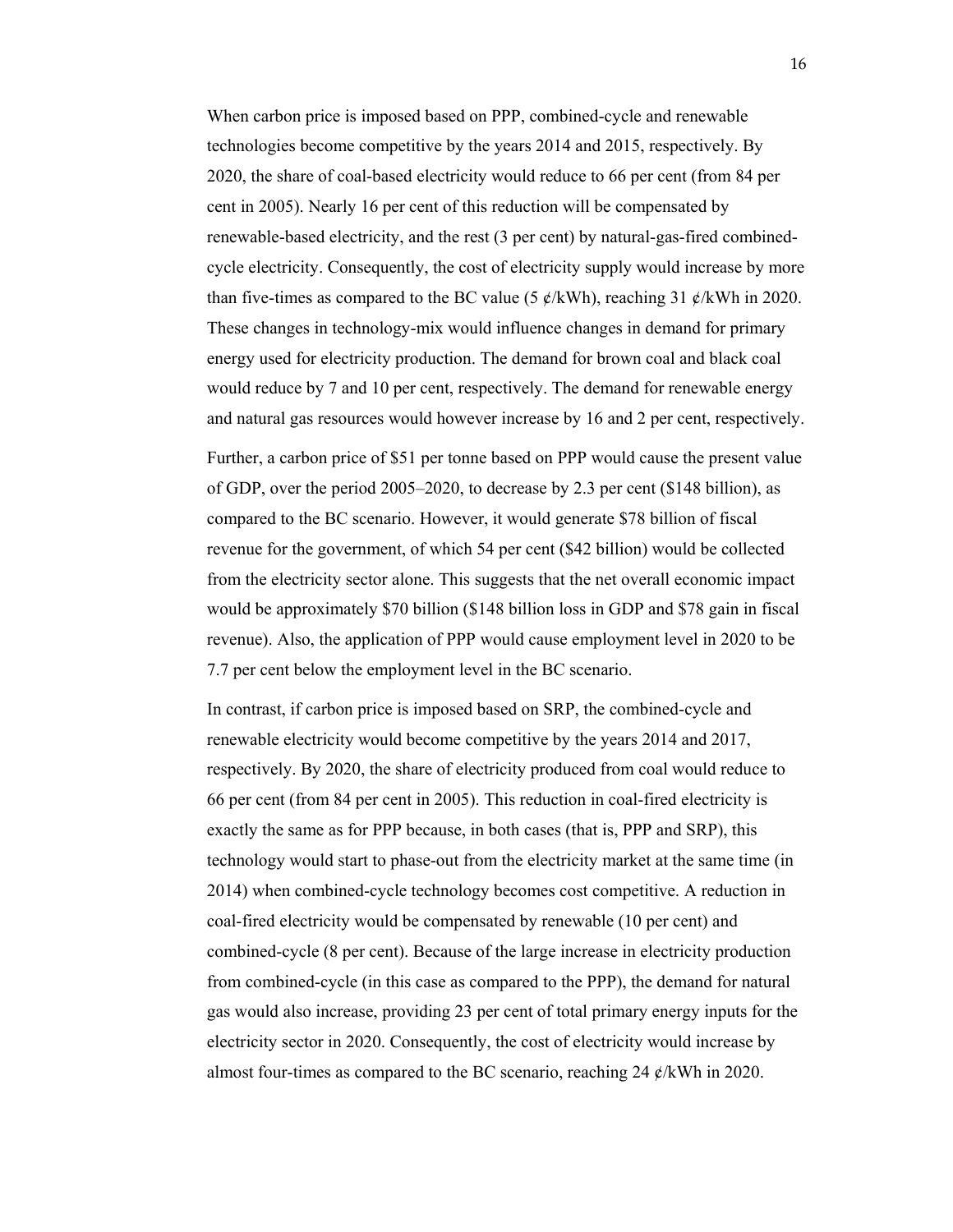When carbon price is imposed based on PPP, combined-cycle and renewable technologies become competitive by the years 2014 and 2015, respectively. By 2020, the share of coal-based electricity would reduce to 66 per cent (from 84 per cent in 2005). Nearly 16 per cent of this reduction will be compensated by renewable-based electricity, and the rest (3 per cent) by natural-gas-fired combined-cycle electricity. Consequently, the cost of electricity supply would increase by more than five-times as compared to the BC value (5 ¢/kWh), reaching 31 ¢/kWh in 2020. These changes in technology-mix would influence changes in demand for primary energy used for electricity production. The demand for brown coal and black coal would reduce by 7 and 10 per cent, respectively. The demand for renewable energy and natural gas resources would however increase by 16 and 2 per cent, respectively.

Further, a carbon price of $51 per tonne based on PPP would cause the present value of GDP, over the period 2005–2020, to decrease by 2.3 per cent ($148 billion), as compared to the BC scenario. However, it would generate $78 billion of fiscal revenue for the government, of which 54 per cent ($42 billion) would be collected from the electricity sector alone. This suggests that the net overall economic impact would be approximately $70 billion ($148 billion loss in GDP and $78 gain in fiscal revenue). Also, the application of PPP would cause employment level in 2020 to be 7.7 per cent below the employment level in the BC scenario.

In contrast, if carbon price is imposed based on SRP, the combined-cycle and renewable electricity would become competitive by the years 2014 and 2017, respectively. By 2020, the share of electricity produced from coal would reduce to 66 per cent (from 84 per cent in 2005). This reduction in coal-fired electricity is exactly the same as for PPP because, in both cases (that is, PPP and SRP), this technology would start to phase-out from the electricity market at the same time (in 2014) when combined-cycle technology becomes cost competitive. A reduction in coal-fired electricity would be compensated by renewable (10 per cent) and combined-cycle (8 per cent). Because of the large increase in electricity production from combined-cycle (in this case as compared to the PPP), the demand for natural gas would also increase, providing 23 per cent of total primary energy inputs for the electricity sector in 2020. Consequently, the cost of electricity would increase by almost four-times as compared to the BC scenario, reaching 24 ¢/kWh in 2020.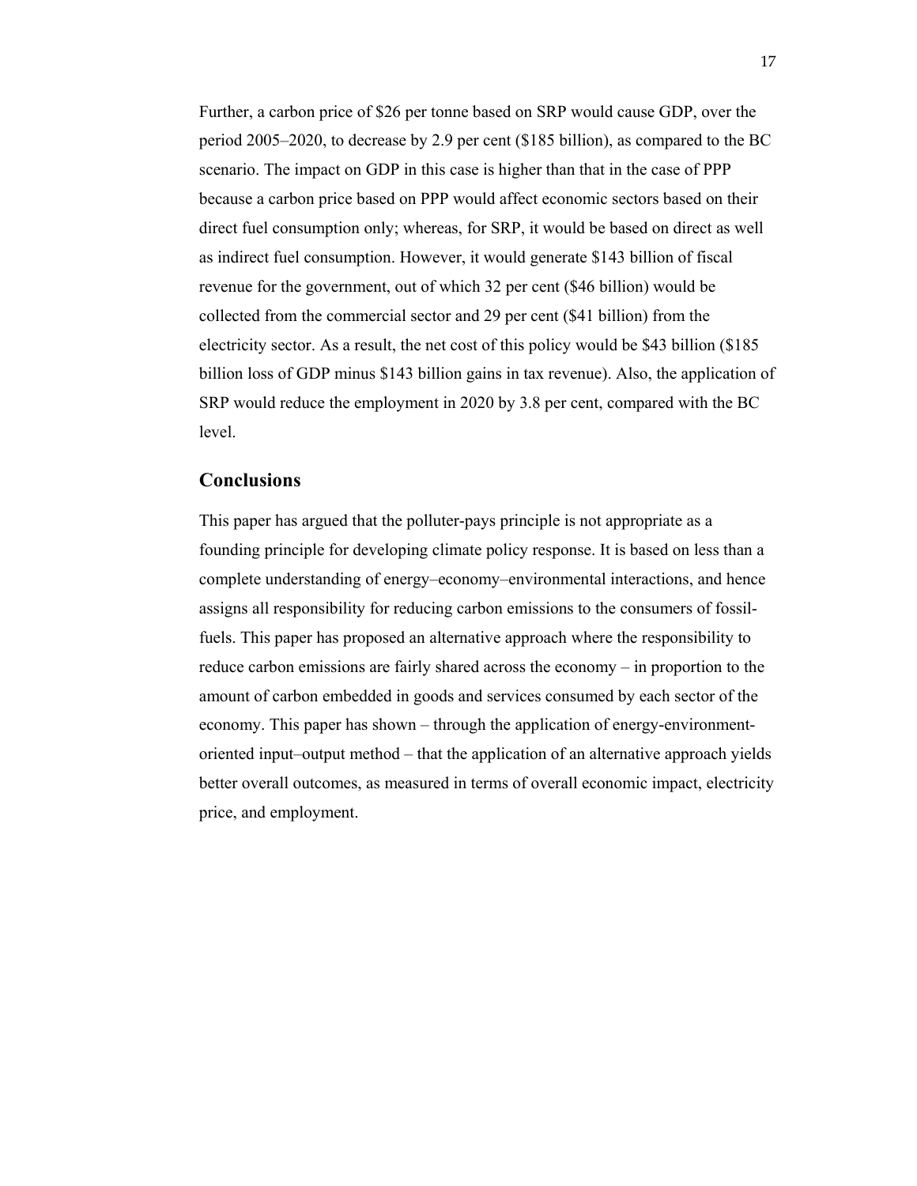Further, a carbon price of $26 per tonne based on SRP would cause GDP, over the period 2005–2020, to decrease by 2.9 per cent ($185 billion), as compared to the BC scenario. The impact on GDP in this case is higher than that in the case of PPP because a carbon price based on PPP would affect economic sectors based on their direct fuel consumption only; whereas, for SRP, it would be based on direct as well as indirect fuel consumption. However, it would generate $143 billion of fiscal revenue for the government, out of which 32 per cent ($46 billion) would be collected from the commercial sector and 29 per cent ($41 billion) from the electricity sector. As a result, the net cost of this policy would be $43 billion ($185 billion loss of GDP minus $143 billion gains in tax revenue). Also, the application of SRP would reduce the employment in 2020 by 3.8 per cent, compared with the BC level.

## Conclusions

This paper has argued that the polluter-pays principle is not appropriate as a founding principle for developing climate policy response. It is based on less than a complete understanding of energy–economy–environmental interactions, and hence assigns all responsibility for reducing carbon emissions to the consumers of fossil-fuels. This paper has proposed an alternative approach where the responsibility to reduce carbon emissions are fairly shared across the economy – in proportion to the amount of carbon embedded in goods and services consumed by each sector of the economy. This paper has shown – through the application of energy-environment-oriented input–output method – that the application of an alternative approach yields better overall outcomes, as measured in terms of overall economic impact, electricity price, and employment.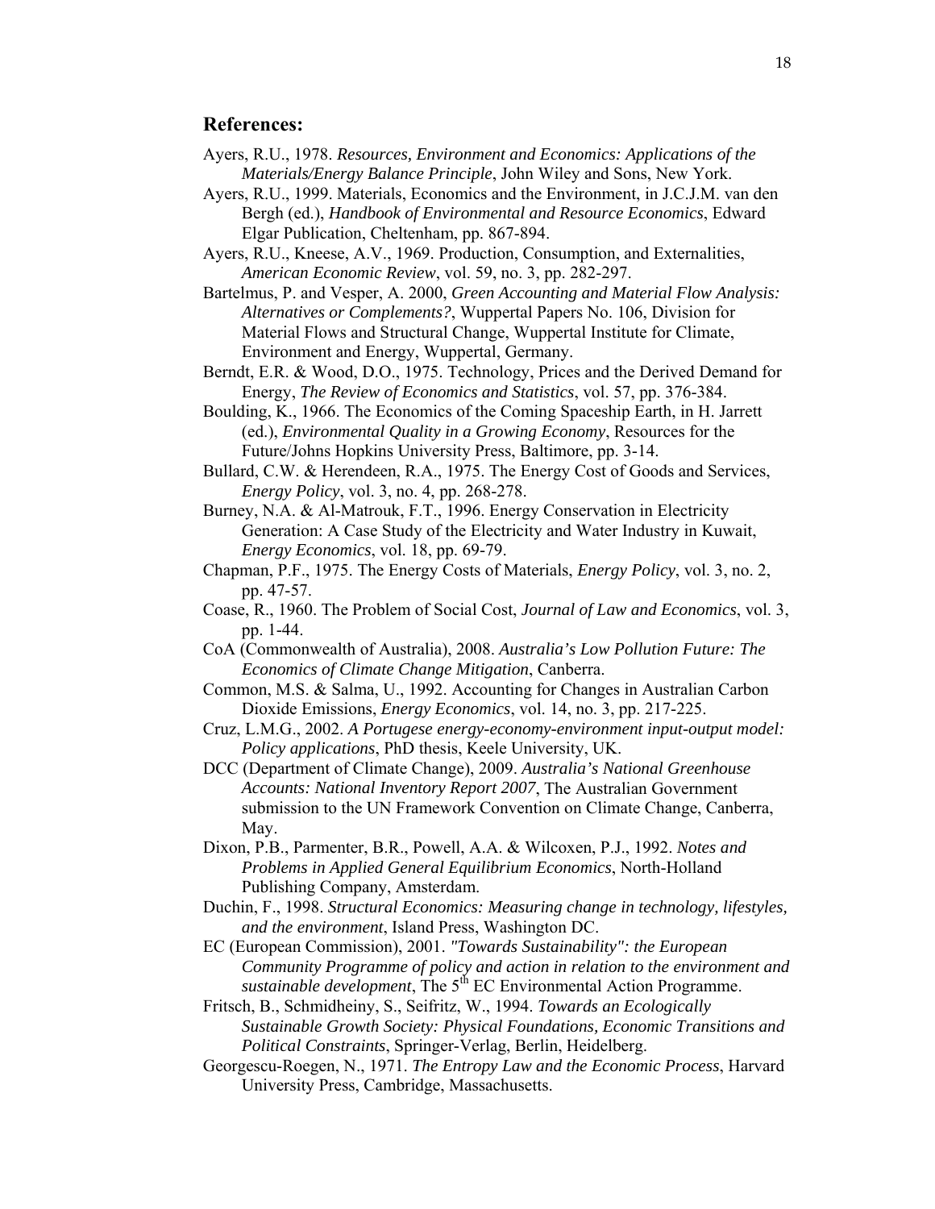## References:

Ayers, R.U., 1978. *Resources, Environment and Economics: Applications of the Materials/Energy Balance Principle*, John Wiley and Sons, New York.

Ayers, R.U., 1999. Materials, Economics and the Environment, in J.C.J.M. van den Bergh (ed.), *Handbook of Environmental and Resource Economics*, Edward Elgar Publication, Cheltenham, pp. 867-894.

Ayers, R.U., Kneese, A.V., 1969. Production, Consumption, and Externalities, *American Economic Review*, vol. 59, no. 3, pp. 282-297.

Bartelmus, P. and Vesper, A. 2000, *Green Accounting and Material Flow Analysis: Alternatives or Complements?*, Wuppertal Papers No. 106, Division for Material Flows and Structural Change, Wuppertal Institute for Climate, Environment and Energy, Wuppertal, Germany.

Berndt, E.R. & Wood, D.O., 1975. Technology, Prices and the Derived Demand for Energy, *The Review of Economics and Statistics*, vol. 57, pp. 376-384.

Boulding, K., 1966. The Economics of the Coming Spaceship Earth, in H. Jarrett (ed.), *Environmental Quality in a Growing Economy*, Resources for the Future/Johns Hopkins University Press, Baltimore, pp. 3-14.

Bullard, C.W. & Herendeen, R.A., 1975. The Energy Cost of Goods and Services, *Energy Policy*, vol. 3, no. 4, pp. 268-278.

Burney, N.A. & Al-Matrouk, F.T., 1996. Energy Conservation in Electricity Generation: A Case Study of the Electricity and Water Industry in Kuwait, *Energy Economics*, vol. 18, pp. 69-79.

Chapman, P.F., 1975. The Energy Costs of Materials, *Energy Policy*, vol. 3, no. 2, pp. 47-57.

Coase, R., 1960. The Problem of Social Cost, *Journal of Law and Economics*, vol. 3, pp. 1-44.

CoA (Commonwealth of Australia), 2008. *Australia's Low Pollution Future: The Economics of Climate Change Mitigation*, Canberra.

Common, M.S. & Salma, U., 1992. Accounting for Changes in Australian Carbon Dioxide Emissions, *Energy Economics*, vol. 14, no. 3, pp. 217-225.

Cruz, L.M.G., 2002. *A Portugese energy-economy-environment input-output model: Policy applications*, PhD thesis, Keele University, UK.

DCC (Department of Climate Change), 2009. *Australia's National Greenhouse Accounts: National Inventory Report 2007*, The Australian Government submission to the UN Framework Convention on Climate Change, Canberra, May.

Dixon, P.B., Parmenter, B.R., Powell, A.A. & Wilcoxen, P.J., 1992. *Notes and Problems in Applied General Equilibrium Economics*, North-Holland Publishing Company, Amsterdam.

Duchin, F., 1998. *Structural Economics: Measuring change in technology, lifestyles, and the environment*, Island Press, Washington DC.

EC (European Commission), 2001. *"Towards Sustainability": the European Community Programme of policy and action in relation to the environment and sustainable development*, The 5th EC Environmental Action Programme.

Fritsch, B., Schmidheiny, S., Seifritz, W., 1994. *Towards an Ecologically Sustainable Growth Society: Physical Foundations, Economic Transitions and Political Constraints*, Springer-Verlag, Berlin, Heidelberg.

Georgescu-Roegen, N., 1971. *The Entropy Law and the Economic Process*, Harvard University Press, Cambridge, Massachusetts.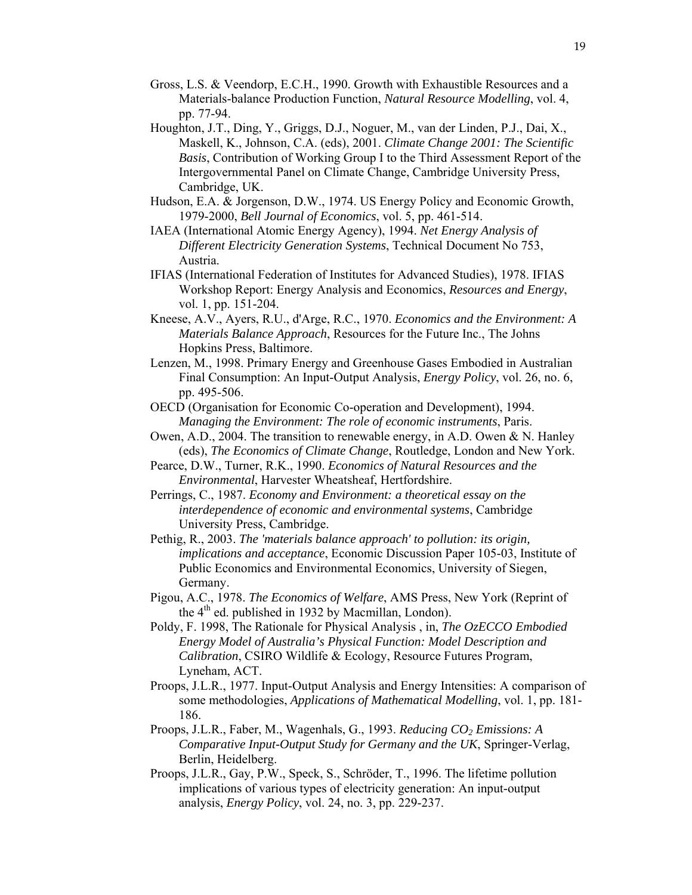Gross, L.S. & Veendorp, E.C.H., 1990. Growth with Exhaustible Resources and a Materials-balance Production Function, *Natural Resource Modelling*, vol. 4, pp. 77-94.

Houghton, J.T., Ding, Y., Griggs, D.J., Noguer, M., van der Linden, P.J., Dai, X., Maskell, K., Johnson, C.A. (eds), 2001. *Climate Change 2001: The Scientific Basis*, Contribution of Working Group I to the Third Assessment Report of the Intergovernmental Panel on Climate Change, Cambridge University Press, Cambridge, UK.

Hudson, E.A. & Jorgenson, D.W., 1974. US Energy Policy and Economic Growth, 1979-2000, *Bell Journal of Economics*, vol. 5, pp. 461-514.

IAEA (International Atomic Energy Agency), 1994. *Net Energy Analysis of Different Electricity Generation Systems*, Technical Document No 753, Austria.

IFIAS (International Federation of Institutes for Advanced Studies), 1978. IFIAS Workshop Report: Energy Analysis and Economics, *Resources and Energy*, vol. 1, pp. 151-204.

Kneese, A.V., Ayers, R.U., d'Arge, R.C., 1970. *Economics and the Environment: A Materials Balance Approach*, Resources for the Future Inc., The Johns Hopkins Press, Baltimore.

Lenzen, M., 1998. Primary Energy and Greenhouse Gases Embodied in Australian Final Consumption: An Input-Output Analysis, *Energy Policy*, vol. 26, no. 6, pp. 495-506.

OECD (Organisation for Economic Co-operation and Development), 1994. *Managing the Environment: The role of economic instruments*, Paris.

Owen, A.D., 2004. The transition to renewable energy, in A.D. Owen & N. Hanley (eds), *The Economics of Climate Change*, Routledge, London and New York.

Pearce, D.W., Turner, R.K., 1990. *Economics of Natural Resources and the Environmental*, Harvester Wheatsheaf, Hertfordshire.

Perrings, C., 1987. *Economy and Environment: a theoretical essay on the interdependence of economic and environmental systems*, Cambridge University Press, Cambridge.

Pethig, R., 2003. *The 'materials balance approach' to pollution: its origin, implications and acceptance*, Economic Discussion Paper 105-03, Institute of Public Economics and Environmental Economics, University of Siegen, Germany.

Pigou, A.C., 1978. *The Economics of Welfare*, AMS Press, New York (Reprint of the 4th ed. published in 1932 by Macmillan, London).

Poldy, F. 1998, The Rationale for Physical Analysis , in, *The OzECCO Embodied Energy Model of Australia's Physical Function: Model Description and Calibration*, CSIRO Wildlife & Ecology, Resource Futures Program, Lyneham, ACT.

Proops, J.L.R., 1977. Input-Output Analysis and Energy Intensities: A comparison of some methodologies, *Applications of Mathematical Modelling*, vol. 1, pp. 181-186.

Proops, J.L.R., Faber, M., Wagenhals, G., 1993. *Reducing $CO_2$ Emissions: A Comparative Input-Output Study for Germany and the UK*, Springer-Verlag, Berlin, Heidelberg.

Proops, J.L.R., Gay, P.W., Speck, S., Schröder, T., 1996. The lifetime pollution implications of various types of electricity generation: An input-output analysis, *Energy Policy*, vol. 24, no. 3, pp. 229-237.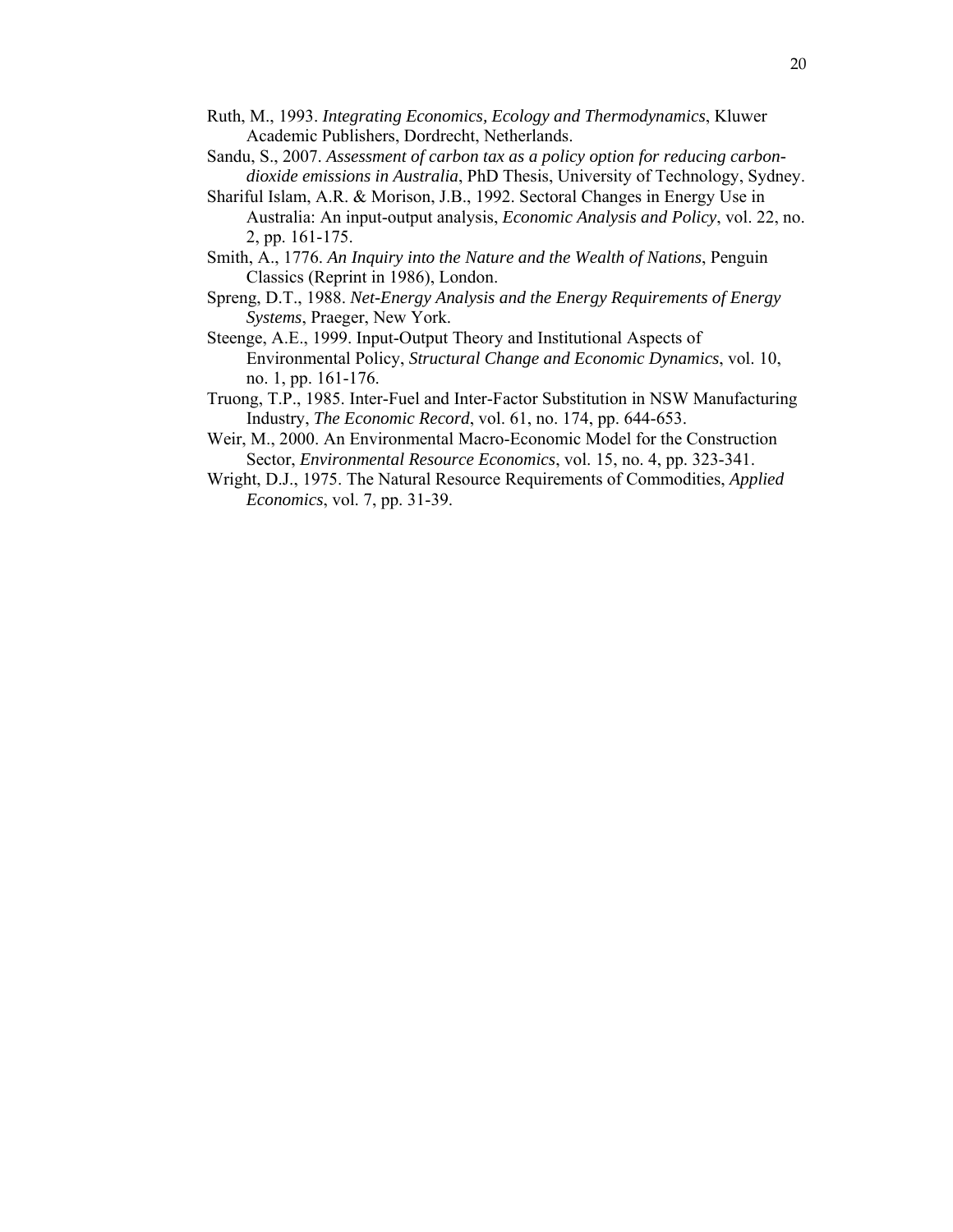Ruth, M., 1993. *Integrating Economics, Ecology and Thermodynamics*, Kluwer Academic Publishers, Dordrecht, Netherlands.

Sandu, S., 2007. *Assessment of carbon tax as a policy option for reducing carbon-dioxide emissions in Australia*, PhD Thesis, University of Technology, Sydney.

Shariful Islam, A.R. & Morison, J.B., 1992. Sectoral Changes in Energy Use in Australia: An input-output analysis, *Economic Analysis and Policy*, vol. 22, no. 2, pp. 161-175.

Smith, A., 1776. *An Inquiry into the Nature and the Wealth of Nations*, Penguin Classics (Reprint in 1986), London.

Spreng, D.T., 1988. *Net-Energy Analysis and the Energy Requirements of Energy Systems*, Praeger, New York.

Steenge, A.E., 1999. Input-Output Theory and Institutional Aspects of Environmental Policy, *Structural Change and Economic Dynamics*, vol. 10, no. 1, pp. 161-176.

Truong, T.P., 1985. Inter-Fuel and Inter-Factor Substitution in NSW Manufacturing Industry, *The Economic Record*, vol. 61, no. 174, pp. 644-653.

Weir, M., 2000. An Environmental Macro-Economic Model for the Construction Sector, *Environmental Resource Economics*, vol. 15, no. 4, pp. 323-341.

Wright, D.J., 1975. The Natural Resource Requirements of Commodities, *Applied Economics*, vol. 7, pp. 31-39.